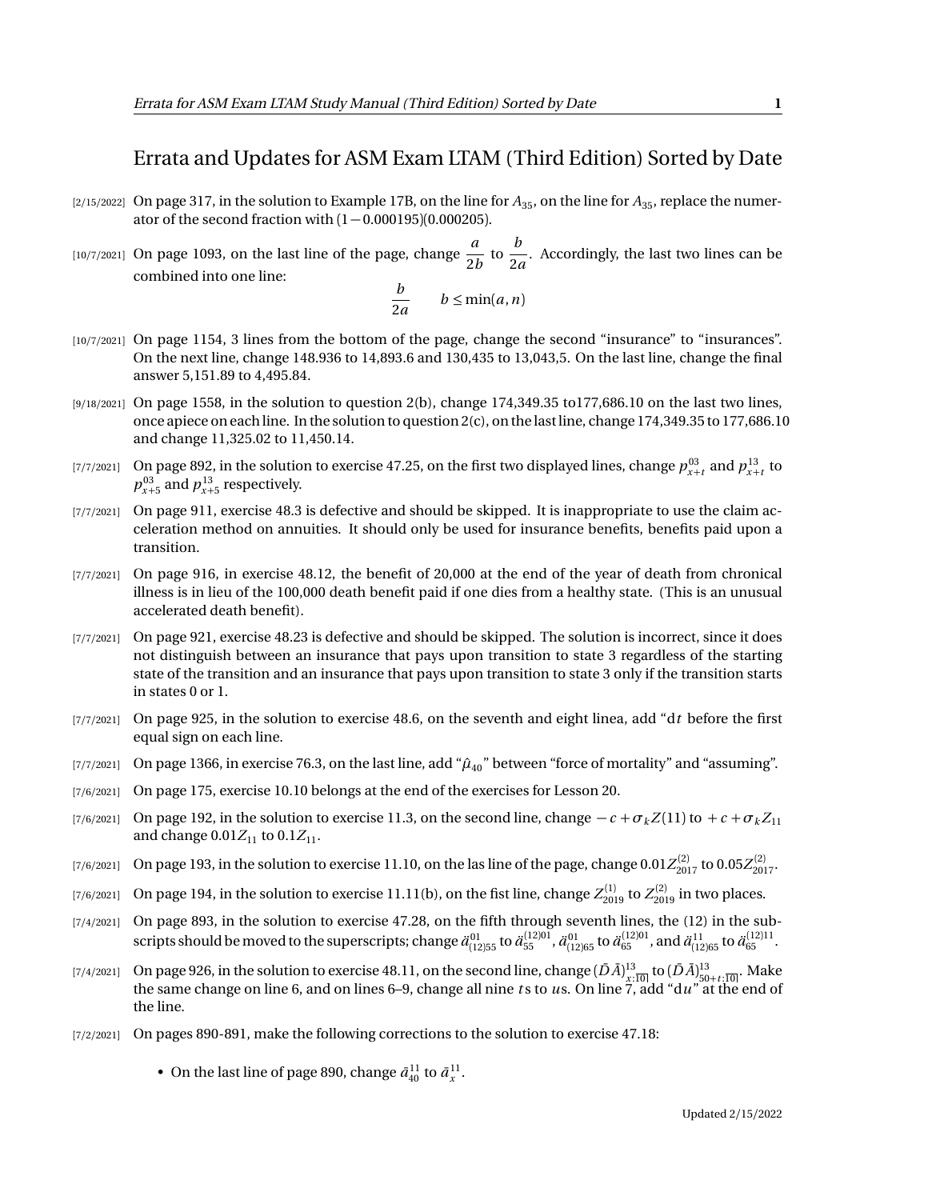# Errata and Updates for ASM Exam LTAM (Third Edition) Sorted by Date

[2/15/2022] On page 317, in the solution to Example 17B, on the line for $A_{35}$, on the line for $A_{35}$, replace the numerator of the second fraction with $(1-0.000195)(0.000205)$.

[10/7/2021] On page 1093, on the last line of the page, change $\dfrac{a}{2b}$ to $\dfrac{b}{2a}$. Accordingly, the last two lines can be combined into one line:

$$\frac{b}{2a} \qquad b \le \min(a, n)$$

[10/7/2021] On page 1154, 3 lines from the bottom of the page, change the second "insurance" to "insurances". On the next line, change 148.936 to 14,893.6 and 130,435 to 13,043,5. On the last line, change the final answer 5,151.89 to 4,495.84.

[9/18/2021] On page 1558, in the solution to question 2(b), change 174,349.35 to177,686.10 on the last two lines, once apiece on each line. In the solution to question 2(c), on the last line, change 174,349.35 to 177,686.10 and change 11,325.02 to 11,450.14.

[7/7/2021] On page 892, in the solution to exercise 47.25, on the first two displayed lines, change $p^{03}_{x+t}$ and $p^{13}_{x+t}$ to $p^{03}_{x+5}$ and $p^{13}_{x+5}$ respectively.

[7/7/2021] On page 911, exercise 48.3 is defective and should be skipped. It is inappropriate to use the claim acceleration method on annuities. It should only be used for insurance benefits, benefits paid upon a transition.

[7/7/2021] On page 916, in exercise 48.12, the benefit of 20,000 at the end of the year of death from chronical illness is in lieu of the 100,000 death benefit paid if one dies from a healthy state. (This is an unusual accelerated death benefit).

[7/7/2021] On page 921, exercise 48.23 is defective and should be skipped. The solution is incorrect, since it does not distinguish between an insurance that pays upon transition to state 3 regardless of the starting state of the transition and an insurance that pays upon transition to state 3 only if the transition starts in states 0 or 1.

[7/7/2021] On page 925, in the solution to exercise 48.6, on the seventh and eight linea, add "$\mathrm{d}t$ before the first equal sign on each line.

[7/7/2021] On page 1366, in exercise 76.3, on the last line, add "$\hat{\mu}_{40}$" between "force of mortality" and "assuming".

[7/6/2021] On page 175, exercise 10.10 belongs at the end of the exercises for Lesson 20.

[7/6/2021] On page 192, in the solution to exercise 11.3, on the second line, change $-c+\sigma_k Z(11)$ to $+c+\sigma_k Z_{11}$ and change $0.01Z_{11}$ to $0.1Z_{11}$.

[7/6/2021] On page 193, in the solution to exercise 11.10, on the las line of the page, change $0.01Z^{(2)}_{2017}$ to $0.05Z^{(2)}_{2017}$.

[7/6/2021] On page 194, in the solution to exercise 11.11(b), on the fist line, change $Z^{(1)}_{2019}$ to $Z^{(2)}_{2019}$ in two places.

[7/4/2021] On page 893, in the solution to exercise 47.28, on the fifth through seventh lines, the (12) in the subscripts should be moved to the superscripts; change $\ddot{a}^{01}_{(12)55}$ to $\ddot{a}^{(12)01}_{55}$, $\ddot{a}^{01}_{(12)65}$ to $\ddot{a}^{(12)01}_{65}$, and $\ddot{a}^{11}_{(12)65}$ to $\ddot{a}^{(12)11}_{65}$.

[7/4/2021] On page 926, in the solution to exercise 48.11, on the second line, change $(\bar{D}\bar{A})^{13}_{x:\overline{10}|}$ to $(\bar{D}\bar{A})^{13}_{50+t:\overline{10}|}$. Make the same change on line 6, and on lines 6–9, change all nine $t$s to $u$s. On line 7, add "$\mathrm{d}u$" at the end of the line.

[7/2/2021] On pages 890-891, make the following corrections to the solution to exercise 47.18:

- On the last line of page 890, change $\bar{a}^{11}_{40}$ to $\bar{a}^{11}_{x}$.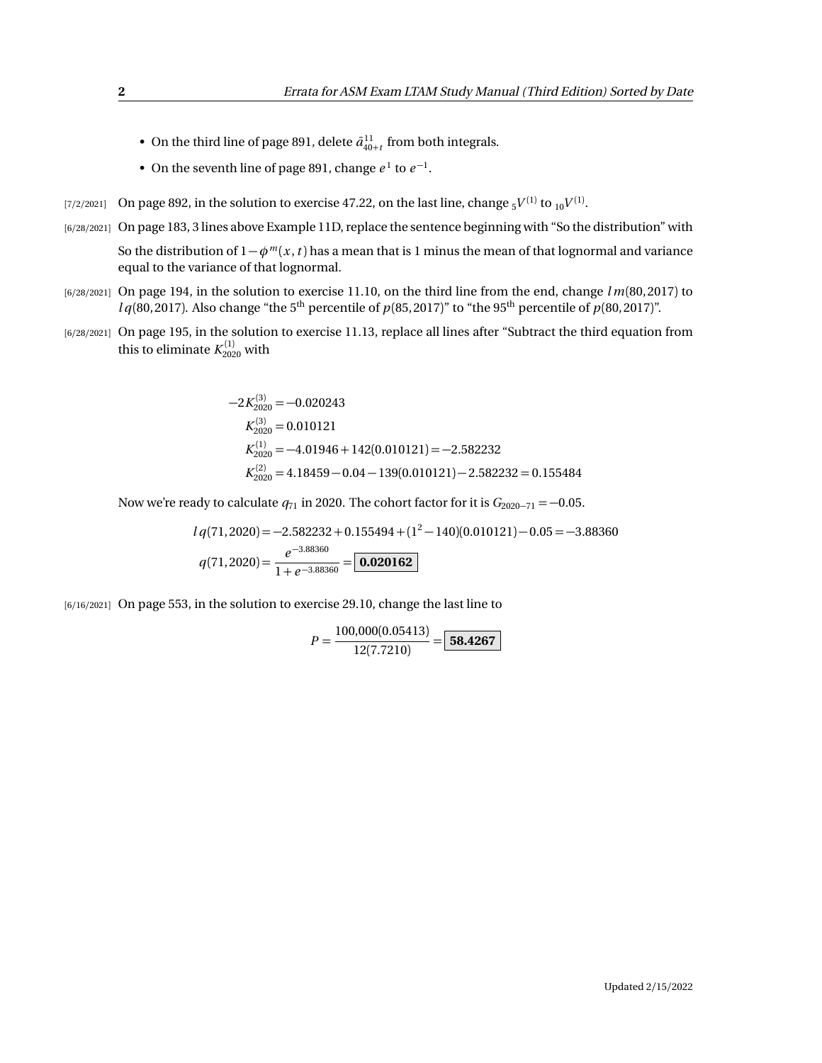- On the third line of page 891, delete $\bar{a}^{11}_{40+t}$ from both integrals.
- On the seventh line of page 891, change $e^1$ to $e^{-1}$.

[7/2/2021] On page 892, in the solution to exercise 47.22, on the last line, change ${}_5V^{(1)}$ to ${}_{10}V^{(1)}$.

[6/28/2021] On page 183, 3 lines above Example 11D, replace the sentence beginning with "So the distribution" with

So the distribution of $1-\phi^m(x,t)$ has a mean that is 1 minus the mean of that lognormal and variance equal to the variance of that lognormal.

[6/28/2021] On page 194, in the solution to exercise 11.10, on the third line from the end, change $l\,m(80,2017)$ to $l\,q(80,2017)$. Also change "the 5th percentile of $p(85,2017)$" to "the 95th percentile of $p(80,2017)$".

[6/28/2021] On page 195, in the solution to exercise 11.13, replace all lines after "Subtract the third equation from this to eliminate $K^{(1)}_{2020}$ with

$$
\begin{aligned}
-2K^{(3)}_{2020} &= -0.020243 \\
K^{(3)}_{2020} &= 0.010121 \\
K^{(1)}_{2020} &= -4.01946 + 142(0.010121) = -2.582232 \\
K^{(2)}_{2020} &= 4.18459 - 0.04 - 139(0.010121) - 2.582232 = 0.155484
\end{aligned}
$$

Now we're ready to calculate $q_{71}$ in 2020. The cohort factor for it is $G_{2020-71} = -0.05$.

$$
\begin{aligned}
l\,q(71,2020) &= -2.582232 + 0.155494 + (1^2 - 140)(0.010121) - 0.05 = -3.88360 \\
q(71,2020) &= \frac{e^{-3.88360}}{1+e^{-3.88360}} = \boxed{\mathbf{0.020162}}
\end{aligned}
$$

[6/16/2021] On page 553, in the solution to exercise 29.10, change the last line to

$$
P = \frac{100{,}000(0.05413)}{12(7.7210)} = \boxed{\mathbf{58.4267}}
$$